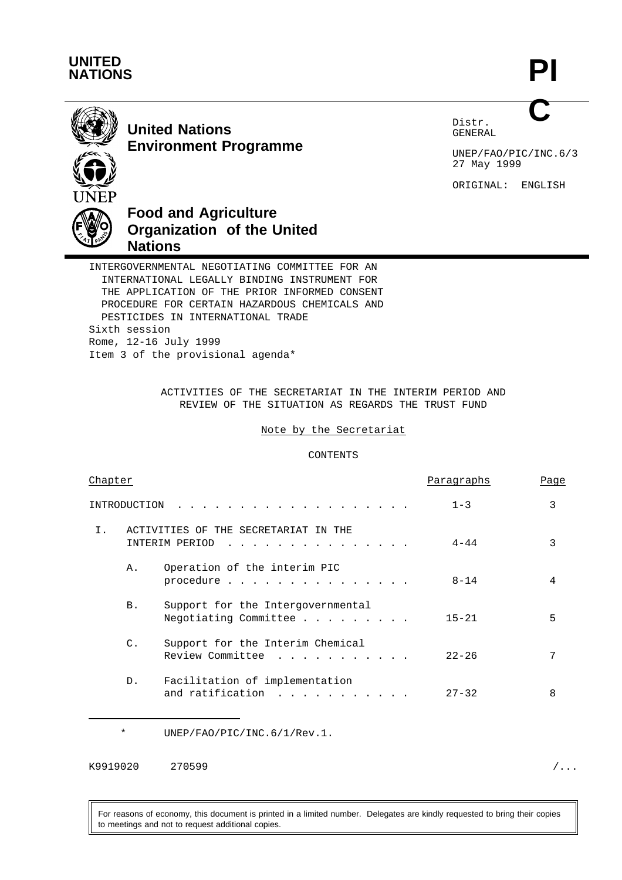**UNITED NATIONS**

**PIC**

**United Nations Environment Programme**

**Food and Agriculture Organization of the United Nations**

Distr.
GENERAL

UNEP/FAO/PIC/INC.6/3
27 May 1999

ORIGINAL: ENGLISH

INTERGOVERNMENTAL NEGOTIATING COMMITTEE FOR AN INTERNATIONAL LEGALLY BINDING INSTRUMENT FOR THE APPLICATION OF THE PRIOR INFORMED CONSENT PROCEDURE FOR CERTAIN HAZARDOUS CHEMICALS AND PESTICIDES IN INTERNATIONAL TRADE
Sixth session
Rome, 12-16 July 1999
Item 3 of the provisional agenda*

# ACTIVITIES OF THE SECRETARIAT IN THE INTERIM PERIOD AND REVIEW OF THE SITUATION AS REGARDS THE TRUST FUND

Note by the Secretariat

CONTENTS

| Chapter | | Paragraphs | Page |
|---|---|---|---|
| INTRODUCTION | | 1-3 | 3 |
| I. | ACTIVITIES OF THE SECRETARIAT IN THE INTERIM PERIOD | 4-44 | 3 |
| | A. Operation of the interim PIC procedure | 8-14 | 4 |
| | B. Support for the Intergovernmental Negotiating Committee | 15-21 | 5 |
| | C. Support for the Interim Chemical Review Committee | 22-26 | 7 |
| | D. Facilitation of implementation and ratification | 27-32 | 8 |

\* UNEP/FAO/PIC/INC.6/1/Rev.1.

K9919020 270599

For reasons of economy, this document is printed in a limited number. Delegates are kindly requested to bring their copies to meetings and not to request additional copies.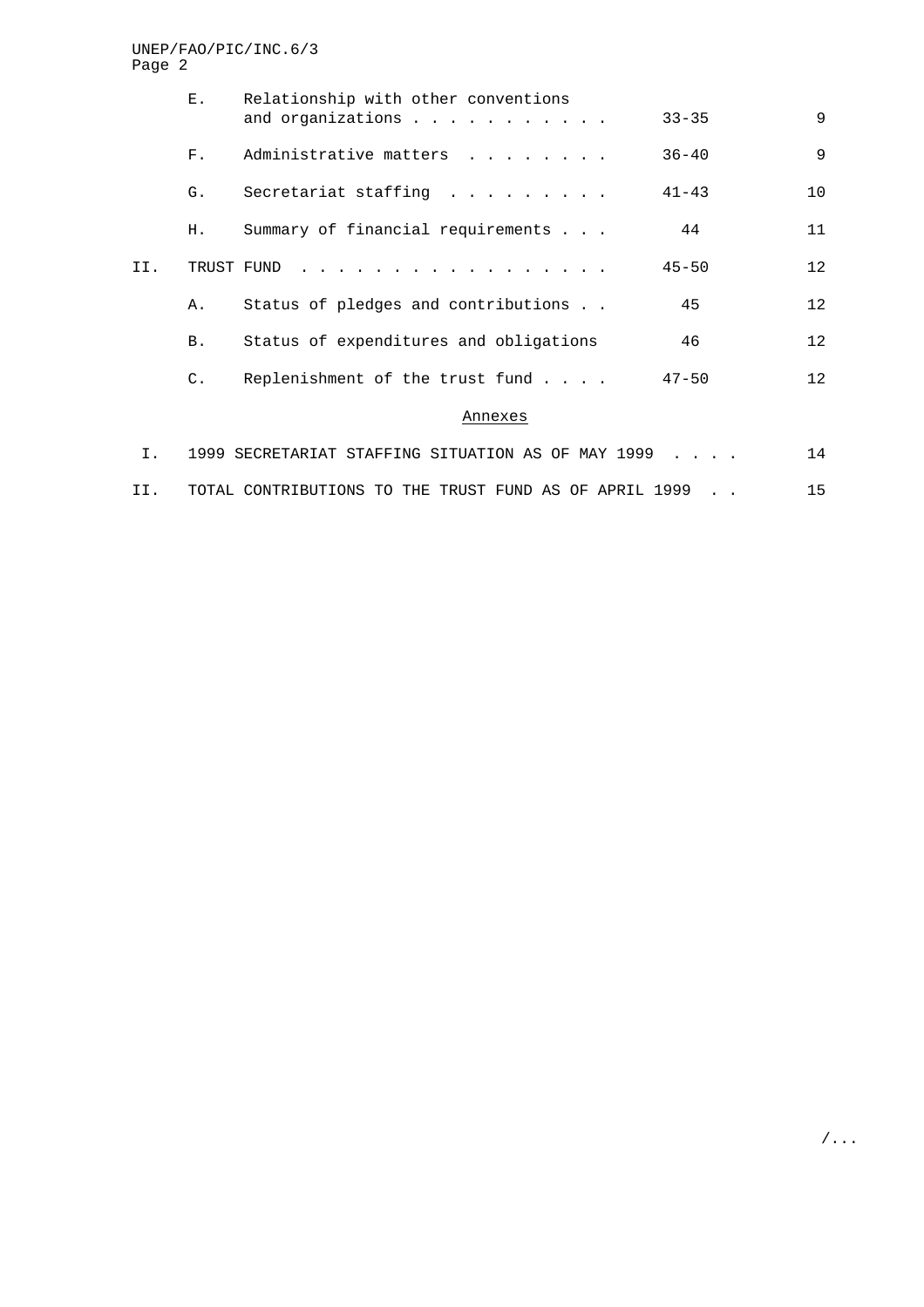| | | Paragraphs | Page |
|---|---|---|---|
| | E. Relationship with other conventions and organizations | 33-35 | 9 |
| | F. Administrative matters | 36-40 | 9 |
| | G. Secretariat staffing | 41-43 | 10 |
| | H. Summary of financial requirements | 44 | 11 |
| II. | TRUST FUND | 45-50 | 12 |
| | A. Status of pledges and contributions | 45 | 12 |
| | B. Status of expenditures and obligations | 46 | 12 |
| | C. Replenishment of the trust fund | 47-50 | 12 |

Annexes

| | | Page |
|---|---|---|
| I. | 1999 SECRETARIAT STAFFING SITUATION AS OF MAY 1999 | 14 |
| II. | TOTAL CONTRIBUTIONS TO THE TRUST FUND AS OF APRIL 1999 | 15 |

/...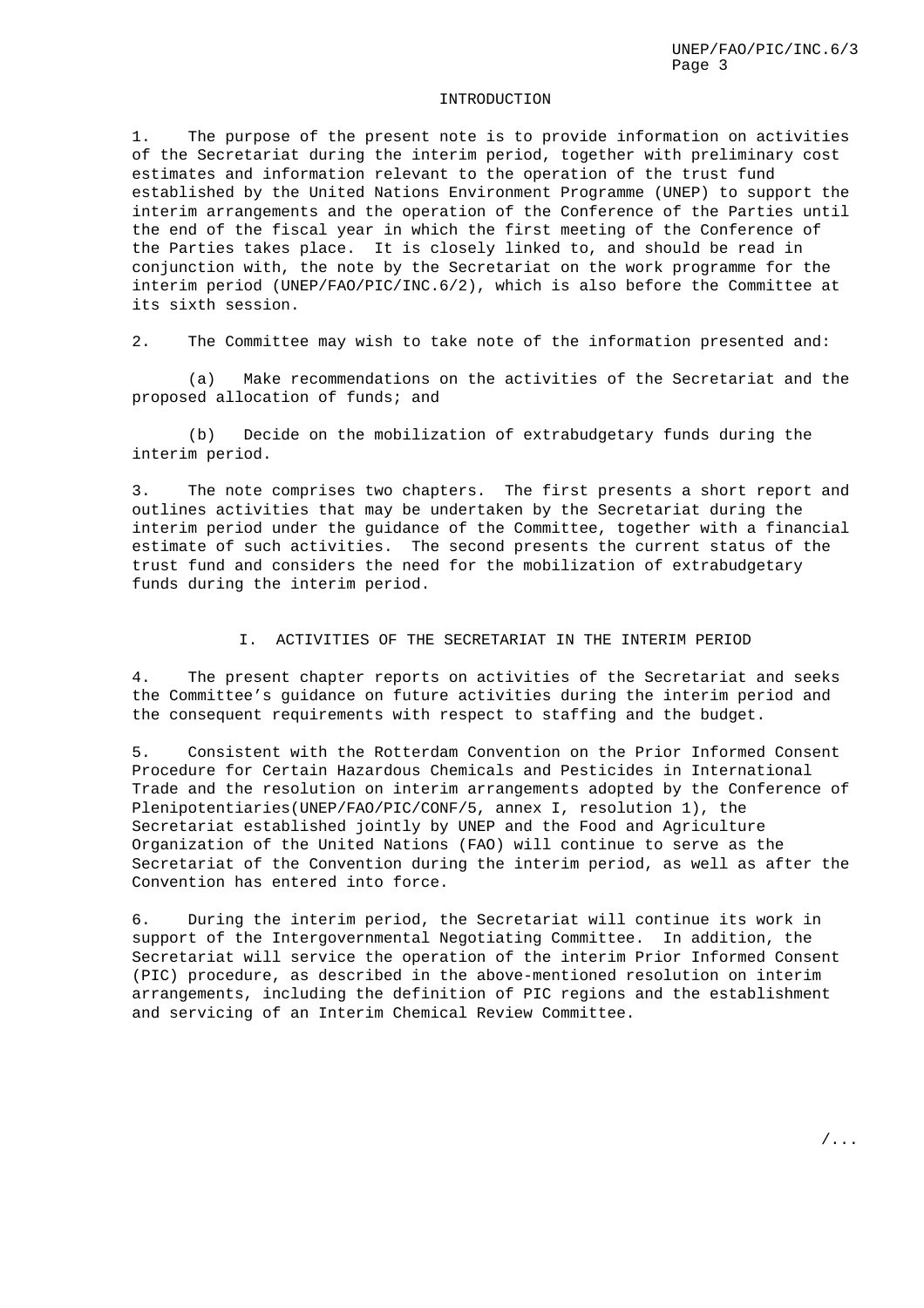## INTRODUCTION

1. The purpose of the present note is to provide information on activities of the Secretariat during the interim period, together with preliminary cost estimates and information relevant to the operation of the trust fund established by the United Nations Environment Programme (UNEP) to support the interim arrangements and the operation of the Conference of the Parties until the end of the fiscal year in which the first meeting of the Conference of the Parties takes place. It is closely linked to, and should be read in conjunction with, the note by the Secretariat on the work programme for the interim period (UNEP/FAO/PIC/INC.6/2), which is also before the Committee at its sixth session.

2. The Committee may wish to take note of the information presented and:

(a) Make recommendations on the activities of the Secretariat and the proposed allocation of funds; and

(b) Decide on the mobilization of extrabudgetary funds during the interim period.

3. The note comprises two chapters. The first presents a short report and outlines activities that may be undertaken by the Secretariat during the interim period under the guidance of the Committee, together with a financial estimate of such activities. The second presents the current status of the trust fund and considers the need for the mobilization of extrabudgetary funds during the interim period.

## I. ACTIVITIES OF THE SECRETARIAT IN THE INTERIM PERIOD

4. The present chapter reports on activities of the Secretariat and seeks the Committee's guidance on future activities during the interim period and the consequent requirements with respect to staffing and the budget.

5. Consistent with the Rotterdam Convention on the Prior Informed Consent Procedure for Certain Hazardous Chemicals and Pesticides in International Trade and the resolution on interim arrangements adopted by the Conference of Plenipotentiaries(UNEP/FAO/PIC/CONF/5, annex I, resolution 1), the Secretariat established jointly by UNEP and the Food and Agriculture Organization of the United Nations (FAO) will continue to serve as the Secretariat of the Convention during the interim period, as well as after the Convention has entered into force.

6. During the interim period, the Secretariat will continue its work in support of the Intergovernmental Negotiating Committee. In addition, the Secretariat will service the operation of the interim Prior Informed Consent (PIC) procedure, as described in the above-mentioned resolution on interim arrangements, including the definition of PIC regions and the establishment and servicing of an Interim Chemical Review Committee.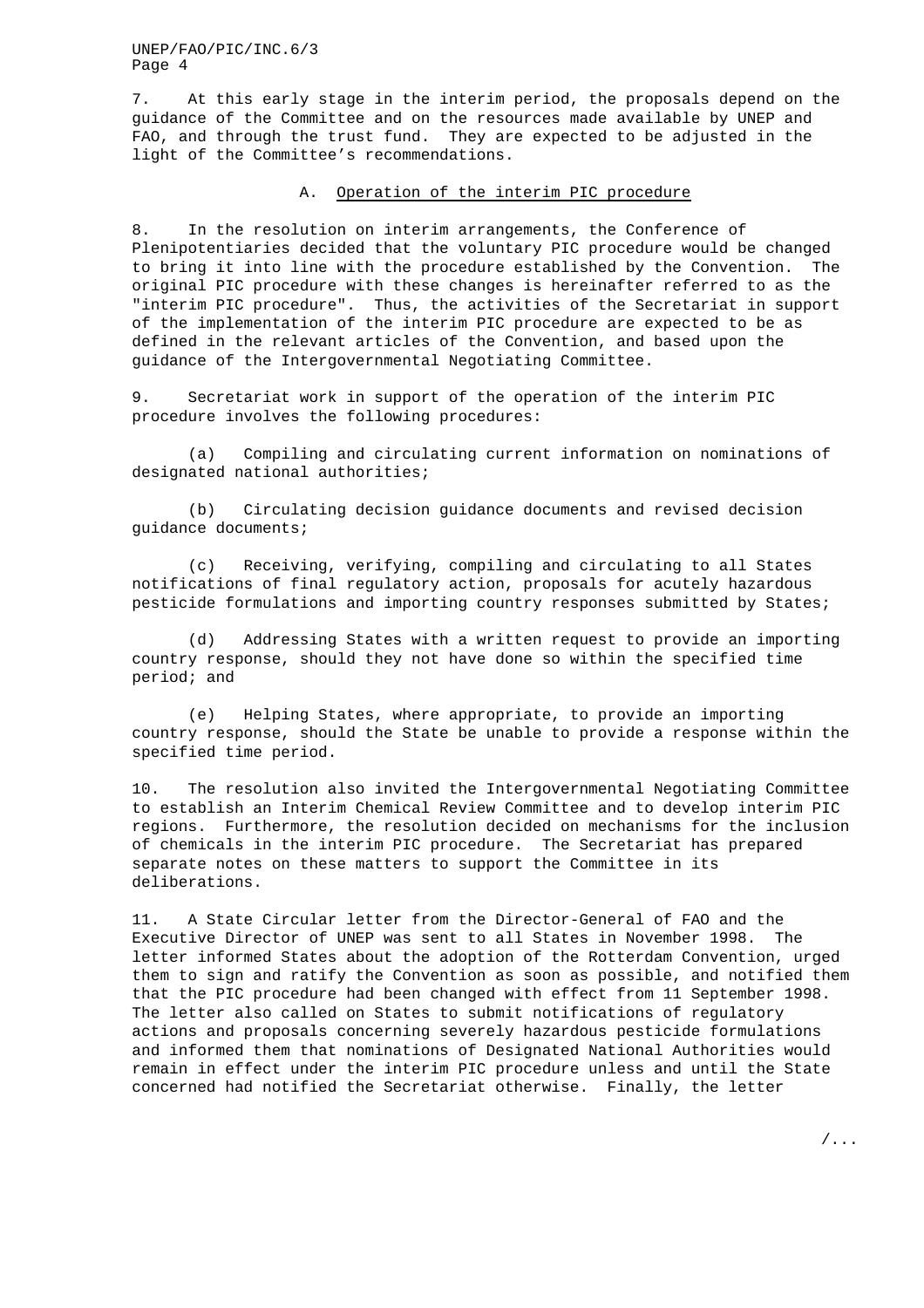7. At this early stage in the interim period, the proposals depend on the guidance of the Committee and on the resources made available by UNEP and FAO, and through the trust fund. They are expected to be adjusted in the light of the Committee's recommendations.

## A. Operation of the interim PIC procedure

8. In the resolution on interim arrangements, the Conference of Plenipotentiaries decided that the voluntary PIC procedure would be changed to bring it into line with the procedure established by the Convention. The original PIC procedure with these changes is hereinafter referred to as the "interim PIC procedure". Thus, the activities of the Secretariat in support of the implementation of the interim PIC procedure are expected to be as defined in the relevant articles of the Convention, and based upon the guidance of the Intergovernmental Negotiating Committee.

9. Secretariat work in support of the operation of the interim PIC procedure involves the following procedures:

(a) Compiling and circulating current information on nominations of designated national authorities;

(b) Circulating decision guidance documents and revised decision guidance documents;

(c) Receiving, verifying, compiling and circulating to all States notifications of final regulatory action, proposals for acutely hazardous pesticide formulations and importing country responses submitted by States;

(d) Addressing States with a written request to provide an importing country response, should they not have done so within the specified time period; and

(e) Helping States, where appropriate, to provide an importing country response, should the State be unable to provide a response within the specified time period.

10. The resolution also invited the Intergovernmental Negotiating Committee to establish an Interim Chemical Review Committee and to develop interim PIC regions. Furthermore, the resolution decided on mechanisms for the inclusion of chemicals in the interim PIC procedure. The Secretariat has prepared separate notes on these matters to support the Committee in its deliberations.

11. A State Circular letter from the Director-General of FAO and the Executive Director of UNEP was sent to all States in November 1998. The letter informed States about the adoption of the Rotterdam Convention, urged them to sign and ratify the Convention as soon as possible, and notified them that the PIC procedure had been changed with effect from 11 September 1998. The letter also called on States to submit notifications of regulatory actions and proposals concerning severely hazardous pesticide formulations and informed them that nominations of Designated National Authorities would remain in effect under the interim PIC procedure unless and until the State concerned had notified the Secretariat otherwise. Finally, the letter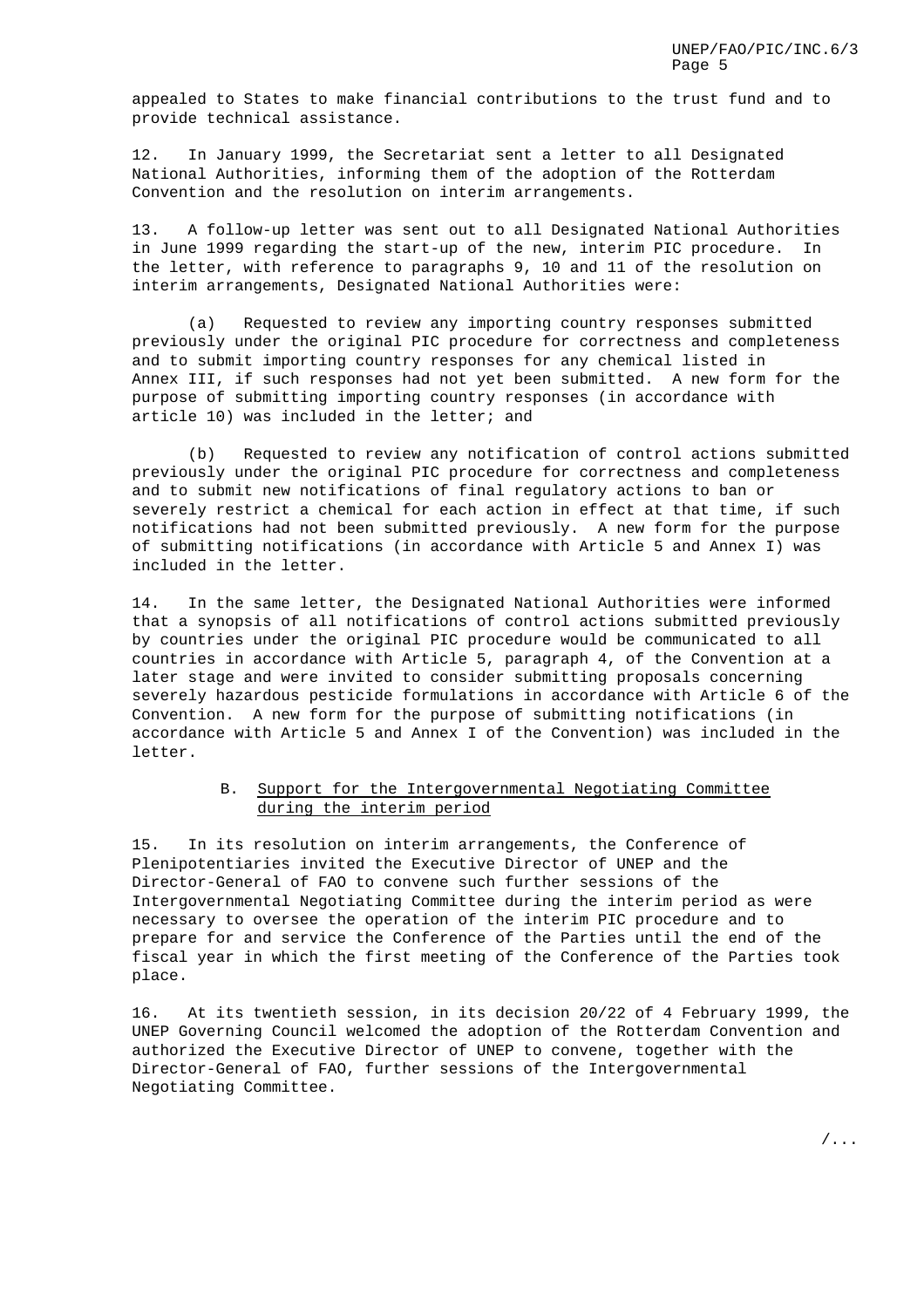appealed to States to make financial contributions to the trust fund and to provide technical assistance.

12. In January 1999, the Secretariat sent a letter to all Designated National Authorities, informing them of the adoption of the Rotterdam Convention and the resolution on interim arrangements.

13. A follow-up letter was sent out to all Designated National Authorities in June 1999 regarding the start-up of the new, interim PIC procedure. In the letter, with reference to paragraphs 9, 10 and 11 of the resolution on interim arrangements, Designated National Authorities were:

(a) Requested to review any importing country responses submitted previously under the original PIC procedure for correctness and completeness and to submit importing country responses for any chemical listed in Annex III, if such responses had not yet been submitted. A new form for the purpose of submitting importing country responses (in accordance with article 10) was included in the letter; and

(b) Requested to review any notification of control actions submitted previously under the original PIC procedure for correctness and completeness and to submit new notifications of final regulatory actions to ban or severely restrict a chemical for each action in effect at that time, if such notifications had not been submitted previously. A new form for the purpose of submitting notifications (in accordance with Article 5 and Annex I) was included in the letter.

14. In the same letter, the Designated National Authorities were informed that a synopsis of all notifications of control actions submitted previously by countries under the original PIC procedure would be communicated to all countries in accordance with Article 5, paragraph 4, of the Convention at a later stage and were invited to consider submitting proposals concerning severely hazardous pesticide formulations in accordance with Article 6 of the Convention. A new form for the purpose of submitting notifications (in accordance with Article 5 and Annex I of the Convention) was included in the letter.

### B. Support for the Intergovernmental Negotiating Committee during the interim period

15. In its resolution on interim arrangements, the Conference of Plenipotentiaries invited the Executive Director of UNEP and the Director-General of FAO to convene such further sessions of the Intergovernmental Negotiating Committee during the interim period as were necessary to oversee the operation of the interim PIC procedure and to prepare for and service the Conference of the Parties until the end of the fiscal year in which the first meeting of the Conference of the Parties took place.

16. At its twentieth session, in its decision 20/22 of 4 February 1999, the UNEP Governing Council welcomed the adoption of the Rotterdam Convention and authorized the Executive Director of UNEP to convene, together with the Director-General of FAO, further sessions of the Intergovernmental Negotiating Committee.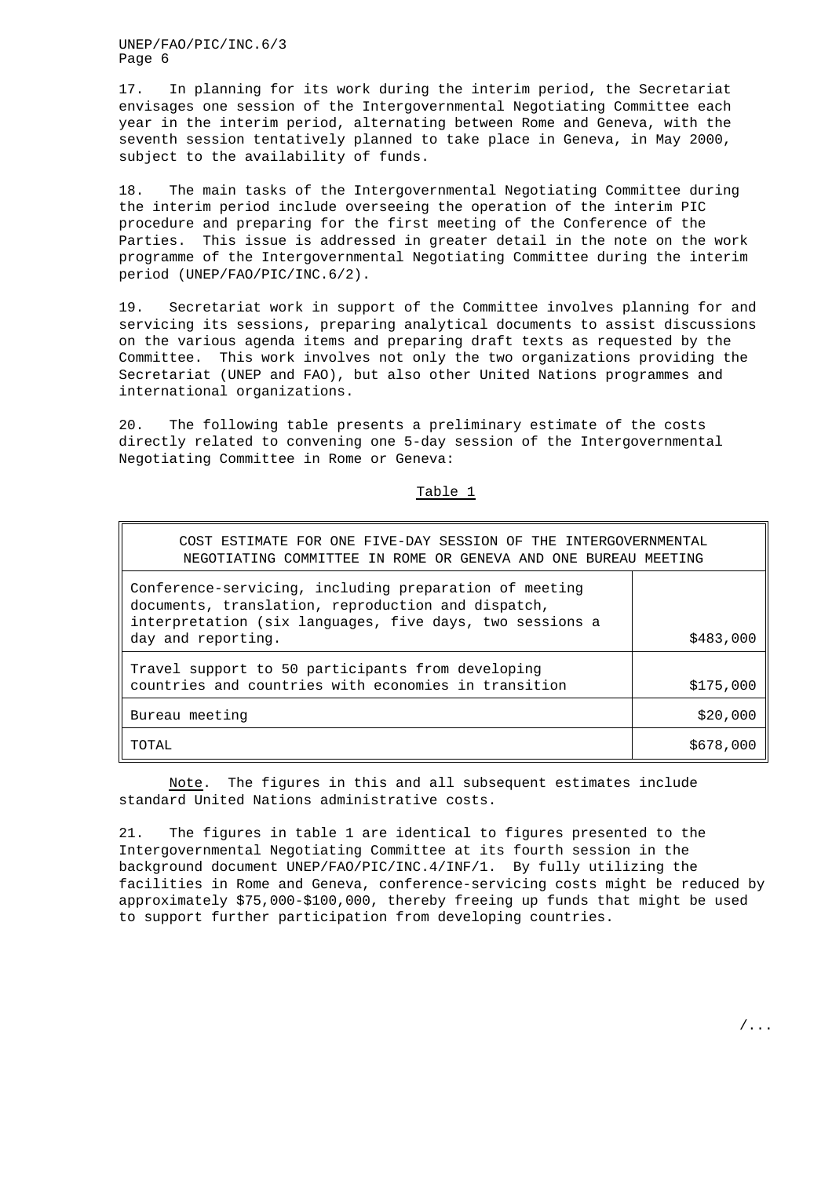17. In planning for its work during the interim period, the Secretariat envisages one session of the Intergovernmental Negotiating Committee each year in the interim period, alternating between Rome and Geneva, with the seventh session tentatively planned to take place in Geneva, in May 2000, subject to the availability of funds.

18. The main tasks of the Intergovernmental Negotiating Committee during the interim period include overseeing the operation of the interim PIC procedure and preparing for the first meeting of the Conference of the Parties. This issue is addressed in greater detail in the note on the work programme of the Intergovernmental Negotiating Committee during the interim period (UNEP/FAO/PIC/INC.6/2).

19. Secretariat work in support of the Committee involves planning for and servicing its sessions, preparing analytical documents to assist discussions on the various agenda items and preparing draft texts as requested by the Committee. This work involves not only the two organizations providing the Secretariat (UNEP and FAO), but also other United Nations programmes and international organizations.

20. The following table presents a preliminary estimate of the costs directly related to convening one 5-day session of the Intergovernmental Negotiating Committee in Rome or Geneva:

Table 1

| COST ESTIMATE FOR ONE FIVE-DAY SESSION OF THE INTERGOVERNMENTAL NEGOTIATING COMMITTEE IN ROME OR GENEVA AND ONE BUREAU MEETING | |
|---|---|
| Conference-servicing, including preparation of meeting documents, translation, reproduction and dispatch, interpretation (six languages, five days, two sessions a day and reporting. | $483,000 |
| Travel support to 50 participants from developing countries and countries with economies in transition | $175,000 |
| Bureau meeting | $20,000 |
| TOTAL | $678,000 |

Note. The figures in this and all subsequent estimates include standard United Nations administrative costs.

21. The figures in table 1 are identical to figures presented to the Intergovernmental Negotiating Committee at its fourth session in the background document UNEP/FAO/PIC/INC.4/INF/1. By fully utilizing the facilities in Rome and Geneva, conference-servicing costs might be reduced by approximately $75,000-$100,000, thereby freeing up funds that might be used to support further participation from developing countries.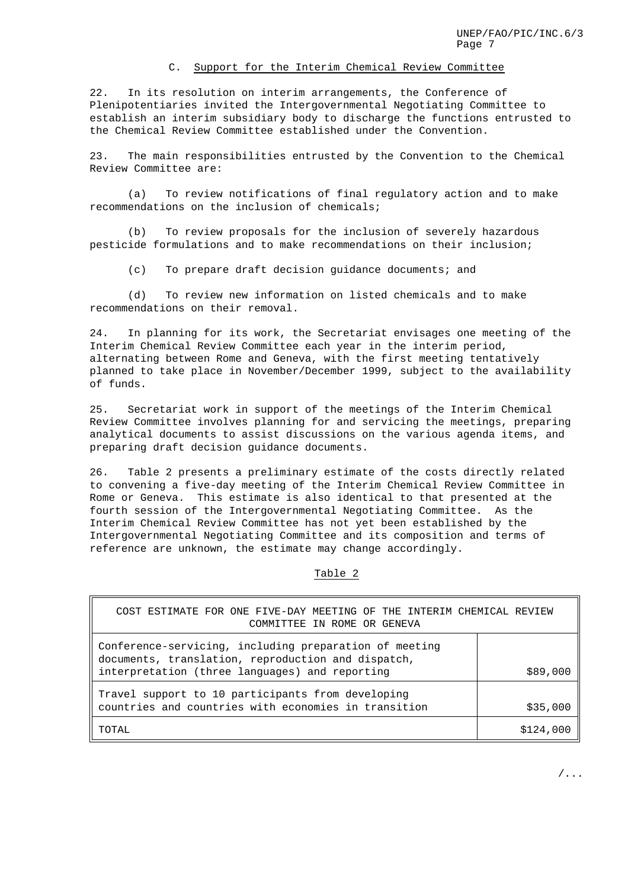### C. Support for the Interim Chemical Review Committee

22. In its resolution on interim arrangements, the Conference of Plenipotentiaries invited the Intergovernmental Negotiating Committee to establish an interim subsidiary body to discharge the functions entrusted to the Chemical Review Committee established under the Convention.

23. The main responsibilities entrusted by the Convention to the Chemical Review Committee are:

(a) To review notifications of final regulatory action and to make recommendations on the inclusion of chemicals;

(b) To review proposals for the inclusion of severely hazardous pesticide formulations and to make recommendations on their inclusion;

(c) To prepare draft decision guidance documents; and

(d) To review new information on listed chemicals and to make recommendations on their removal.

24. In planning for its work, the Secretariat envisages one meeting of the Interim Chemical Review Committee each year in the interim period, alternating between Rome and Geneva, with the first meeting tentatively planned to take place in November/December 1999, subject to the availability of funds.

25. Secretariat work in support of the meetings of the Interim Chemical Review Committee involves planning for and servicing the meetings, preparing analytical documents to assist discussions on the various agenda items, and preparing draft decision guidance documents.

26. Table 2 presents a preliminary estimate of the costs directly related to convening a five-day meeting of the Interim Chemical Review Committee in Rome or Geneva. This estimate is also identical to that presented at the fourth session of the Intergovernmental Negotiating Committee. As the Interim Chemical Review Committee has not yet been established by the Intergovernmental Negotiating Committee and its composition and terms of reference are unknown, the estimate may change accordingly.

Table 2

| COST ESTIMATE FOR ONE FIVE-DAY MEETING OF THE INTERIM CHEMICAL REVIEW COMMITTEE IN ROME OR GENEVA | |
|---|---|
| Conference-servicing, including preparation of meeting documents, translation, reproduction and dispatch, interpretation (three languages) and reporting | $89,000 |
| Travel support to 10 participants from developing countries and countries with economies in transition | $35,000 |
| TOTAL | $124,000 |

/...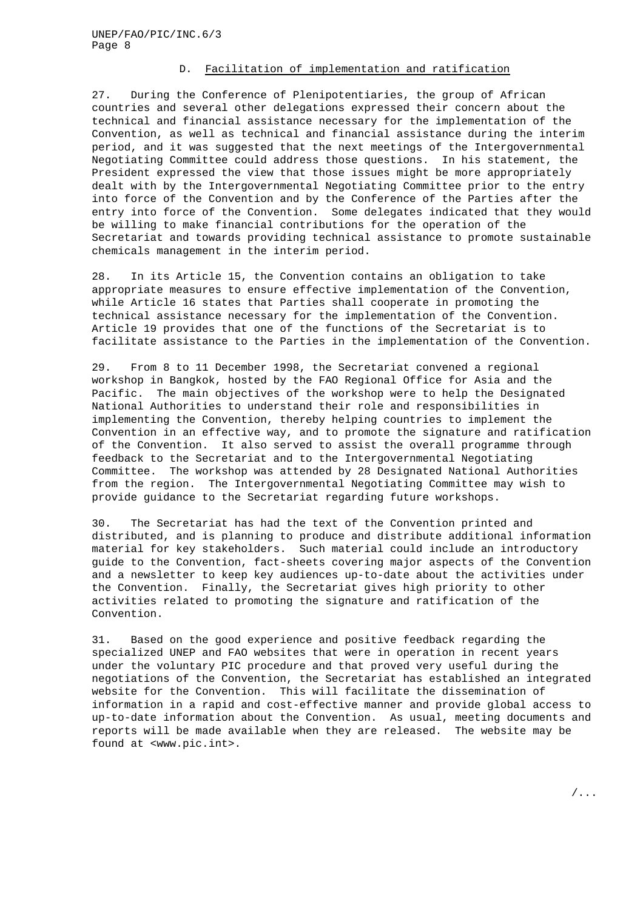## D. Facilitation of implementation and ratification

27. During the Conference of Plenipotentiaries, the group of African countries and several other delegations expressed their concern about the technical and financial assistance necessary for the implementation of the Convention, as well as technical and financial assistance during the interim period, and it was suggested that the next meetings of the Intergovernmental Negotiating Committee could address those questions. In his statement, the President expressed the view that those issues might be more appropriately dealt with by the Intergovernmental Negotiating Committee prior to the entry into force of the Convention and by the Conference of the Parties after the entry into force of the Convention. Some delegates indicated that they would be willing to make financial contributions for the operation of the Secretariat and towards providing technical assistance to promote sustainable chemicals management in the interim period.

28. In its Article 15, the Convention contains an obligation to take appropriate measures to ensure effective implementation of the Convention, while Article 16 states that Parties shall cooperate in promoting the technical assistance necessary for the implementation of the Convention. Article 19 provides that one of the functions of the Secretariat is to facilitate assistance to the Parties in the implementation of the Convention.

29. From 8 to 11 December 1998, the Secretariat convened a regional workshop in Bangkok, hosted by the FAO Regional Office for Asia and the Pacific. The main objectives of the workshop were to help the Designated National Authorities to understand their role and responsibilities in implementing the Convention, thereby helping countries to implement the Convention in an effective way, and to promote the signature and ratification of the Convention. It also served to assist the overall programme through feedback to the Secretariat and to the Intergovernmental Negotiating Committee. The workshop was attended by 28 Designated National Authorities from the region. The Intergovernmental Negotiating Committee may wish to provide guidance to the Secretariat regarding future workshops.

30. The Secretariat has had the text of the Convention printed and distributed, and is planning to produce and distribute additional information material for key stakeholders. Such material could include an introductory guide to the Convention, fact-sheets covering major aspects of the Convention and a newsletter to keep key audiences up-to-date about the activities under the Convention. Finally, the Secretariat gives high priority to other activities related to promoting the signature and ratification of the Convention.

31. Based on the good experience and positive feedback regarding the specialized UNEP and FAO websites that were in operation in recent years under the voluntary PIC procedure and that proved very useful during the negotiations of the Convention, the Secretariat has established an integrated website for the Convention. This will facilitate the dissemination of information in a rapid and cost-effective manner and provide global access to up-to-date information about the Convention. As usual, meeting documents and reports will be made available when they are released. The website may be found at <www.pic.int>.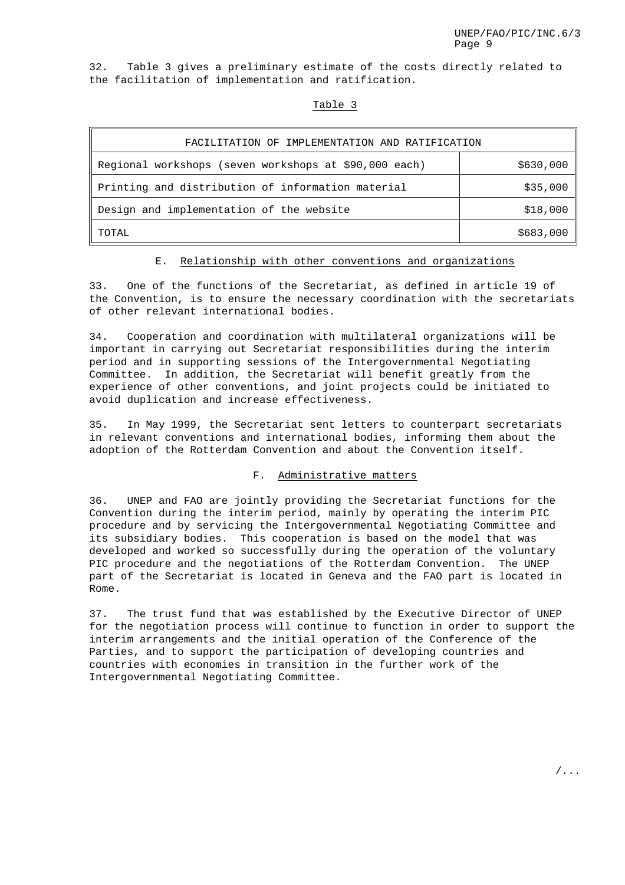32. Table 3 gives a preliminary estimate of the costs directly related to the facilitation of implementation and ratification.

Table 3

| FACILITATION OF IMPLEMENTATION AND RATIFICATION | |
|---|---|
| Regional workshops (seven workshops at $90,000 each) | $630,000 |
| Printing and distribution of information material | $35,000 |
| Design and implementation of the website | $18,000 |
| TOTAL | $683,000 |

### E. Relationship with other conventions and organizations

33. One of the functions of the Secretariat, as defined in article 19 of the Convention, is to ensure the necessary coordination with the secretariats of other relevant international bodies.

34. Cooperation and coordination with multilateral organizations will be important in carrying out Secretariat responsibilities during the interim period and in supporting sessions of the Intergovernmental Negotiating Committee. In addition, the Secretariat will benefit greatly from the experience of other conventions, and joint projects could be initiated to avoid duplication and increase effectiveness.

35. In May 1999, the Secretariat sent letters to counterpart secretariats in relevant conventions and international bodies, informing them about the adoption of the Rotterdam Convention and about the Convention itself.

### F. Administrative matters

36. UNEP and FAO are jointly providing the Secretariat functions for the Convention during the interim period, mainly by operating the interim PIC procedure and by servicing the Intergovernmental Negotiating Committee and its subsidiary bodies. This cooperation is based on the model that was developed and worked so successfully during the operation of the voluntary PIC procedure and the negotiations of the Rotterdam Convention. The UNEP part of the Secretariat is located in Geneva and the FAO part is located in Rome.

37. The trust fund that was established by the Executive Director of UNEP for the negotiation process will continue to function in order to support the interim arrangements and the initial operation of the Conference of the Parties, and to support the participation of developing countries and countries with economies in transition in the further work of the Intergovernmental Negotiating Committee.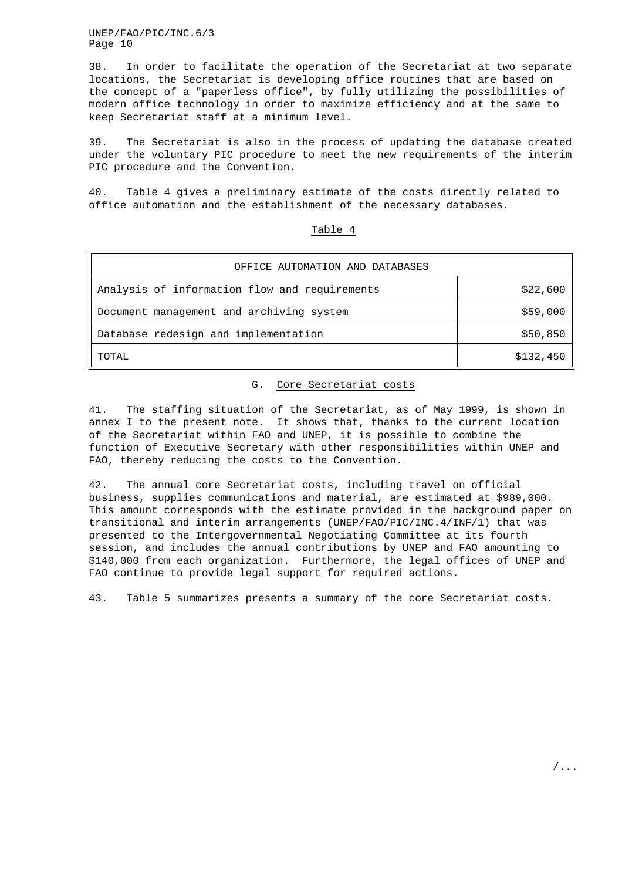38. In order to facilitate the operation of the Secretariat at two separate locations, the Secretariat is developing office routines that are based on the concept of a "paperless office", by fully utilizing the possibilities of modern office technology in order to maximize efficiency and at the same to keep Secretariat staff at a minimum level.

39. The Secretariat is also in the process of updating the database created under the voluntary PIC procedure to meet the new requirements of the interim PIC procedure and the Convention.

40. Table 4 gives a preliminary estimate of the costs directly related to office automation and the establishment of the necessary databases.

Table 4

| OFFICE AUTOMATION AND DATABASES | |
|---|---|
| Analysis of information flow and requirements | $22,600 |
| Document management and archiving system | $59,000 |
| Database redesign and implementation | $50,850 |
| TOTAL | $132,450 |

## G. Core Secretariat costs

41. The staffing situation of the Secretariat, as of May 1999, is shown in annex I to the present note. It shows that, thanks to the current location of the Secretariat within FAO and UNEP, it is possible to combine the function of Executive Secretary with other responsibilities within UNEP and FAO, thereby reducing the costs to the Convention.

42. The annual core Secretariat costs, including travel on official business, supplies communications and material, are estimated at $989,000. This amount corresponds with the estimate provided in the background paper on transitional and interim arrangements (UNEP/FAO/PIC/INC.4/INF/1) that was presented to the Intergovernmental Negotiating Committee at its fourth session, and includes the annual contributions by UNEP and FAO amounting to $140,000 from each organization. Furthermore, the legal offices of UNEP and FAO continue to provide legal support for required actions.

43. Table 5 summarizes presents a summary of the core Secretariat costs.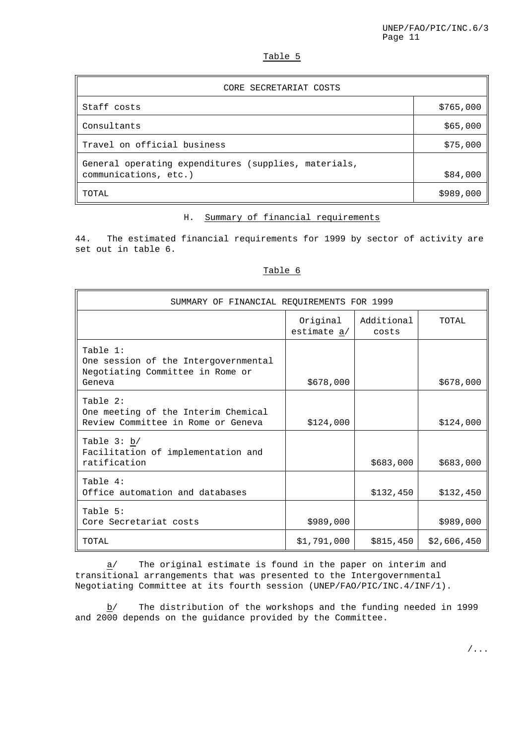Table 5

| CORE SECRETARIAT COSTS | |
|---|---|
| Staff costs | $765,000 |
| Consultants | $65,000 |
| Travel on official business | $75,000 |
| General operating expenditures (supplies, materials, communications, etc.) | $84,000 |
| TOTAL | $989,000 |

### H. Summary of financial requirements

44. The estimated financial requirements for 1999 by sector of activity are set out in table 6.

Table 6

| SUMMARY OF FINANCIAL REQUIREMENTS FOR 1999 | | | |
|---|---|---|---|
| | Original estimate a/ | Additional costs | TOTAL |
| Table 1: One session of the Intergovernmental Negotiating Committee in Rome or Geneva | $678,000 | | $678,000 |
| Table 2: One meeting of the Interim Chemical Review Committee in Rome or Geneva | $124,000 | | $124,000 |
| Table 3: b/ Facilitation of implementation and ratification | | $683,000 | $683,000 |
| Table 4: Office automation and databases | | $132,450 | $132,450 |
| Table 5: Core Secretariat costs | $989,000 | | $989,000 |
| TOTAL | $1,791,000 | $815,450 | $2,606,450 |

a/ The original estimate is found in the paper on interim and transitional arrangements that was presented to the Intergovernmental Negotiating Committee at its fourth session (UNEP/FAO/PIC/INC.4/INF/1).

b/ The distribution of the workshops and the funding needed in 1999 and 2000 depends on the guidance provided by the Committee.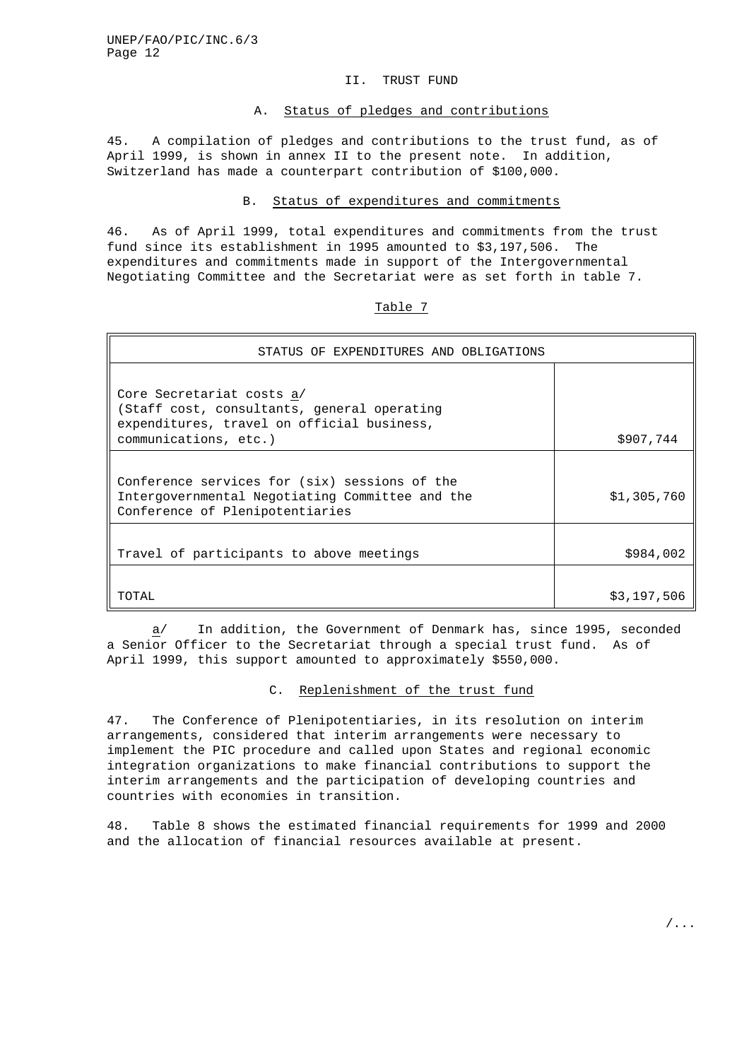## II. TRUST FUND

### A. Status of pledges and contributions

45. A compilation of pledges and contributions to the trust fund, as of April 1999, is shown in annex II to the present note. In addition, Switzerland has made a counterpart contribution of $100,000.

### B. Status of expenditures and commitments

46. As of April 1999, total expenditures and commitments from the trust fund since its establishment in 1995 amounted to $3,197,506. The expenditures and commitments made in support of the Intergovernmental Negotiating Committee and the Secretariat were as set forth in table 7.

Table 7

| STATUS OF EXPENDITURES AND OBLIGATIONS | |
|---|---|
| Core Secretariat costs a/ (Staff cost, consultants, general operating expenditures, travel on official business, communications, etc.) | $907,744 |
| Conference services for (six) sessions of the Intergovernmental Negotiating Committee and the Conference of Plenipotentiaries | $1,305,760 |
| Travel of participants to above meetings | $984,002 |
| TOTAL | $3,197,506 |

a/ In addition, the Government of Denmark has, since 1995, seconded a Senior Officer to the Secretariat through a special trust fund. As of April 1999, this support amounted to approximately $550,000.

### C. Replenishment of the trust fund

47. The Conference of Plenipotentiaries, in its resolution on interim arrangements, considered that interim arrangements were necessary to implement the PIC procedure and called upon States and regional economic integration organizations to make financial contributions to support the interim arrangements and the participation of developing countries and countries with economies in transition.

48. Table 8 shows the estimated financial requirements for 1999 and 2000 and the allocation of financial resources available at present.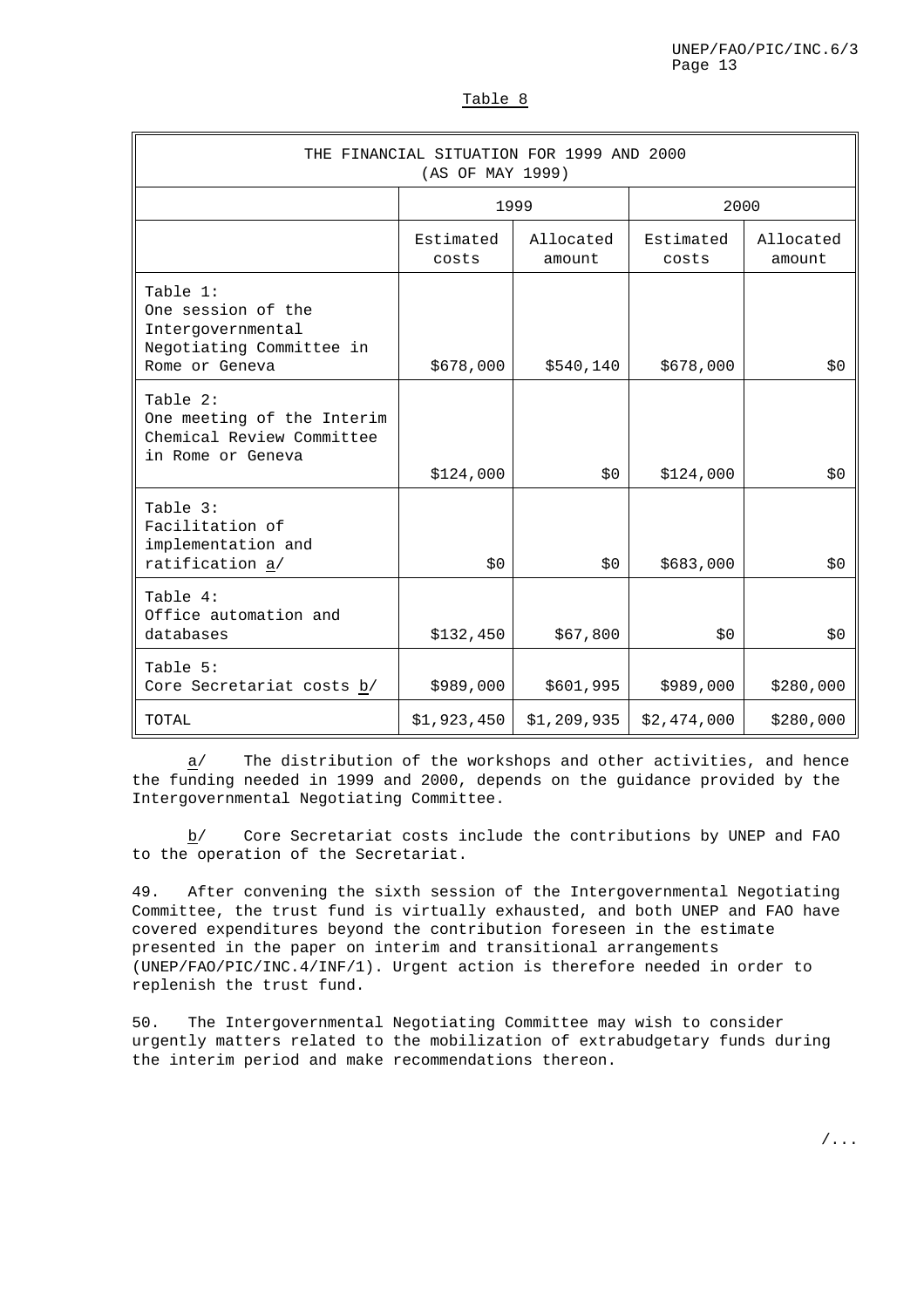Table 8

| THE FINANCIAL SITUATION FOR 1999 AND 2000 (AS OF MAY 1999) | | | | |
|---|---|---|---|---|
| | 1999 | | 2000 | |
| | Estimated costs | Allocated amount | Estimated costs | Allocated amount |
| Table 1: One session of the Intergovernmental Negotiating Committee in Rome or Geneva | $678,000 | $540,140 | $678,000 | $0 |
| Table 2: One meeting of the Interim Chemical Review Committee in Rome or Geneva | $124,000 | $0 | $124,000 | $0 |
| Table 3: Facilitation of implementation and ratification a/ | $0 | $0 | $683,000 | $0 |
| Table 4: Office automation and databases | $132,450 | $67,800 | $0 | $0 |
| Table 5: Core Secretariat costs b/ | $989,000 | $601,995 | $989,000 | $280,000 |
| TOTAL | $1,923,450 | $1,209,935 | $2,474,000 | $280,000 |

a/ The distribution of the workshops and other activities, and hence the funding needed in 1999 and 2000, depends on the guidance provided by the Intergovernmental Negotiating Committee.

b/ Core Secretariat costs include the contributions by UNEP and FAO to the operation of the Secretariat.

49. After convening the sixth session of the Intergovernmental Negotiating Committee, the trust fund is virtually exhausted, and both UNEP and FAO have covered expenditures beyond the contribution foreseen in the estimate presented in the paper on interim and transitional arrangements (UNEP/FAO/PIC/INC.4/INF/1). Urgent action is therefore needed in order to replenish the trust fund.

50. The Intergovernmental Negotiating Committee may wish to consider urgently matters related to the mobilization of extrabudgetary funds during the interim period and make recommendations thereon.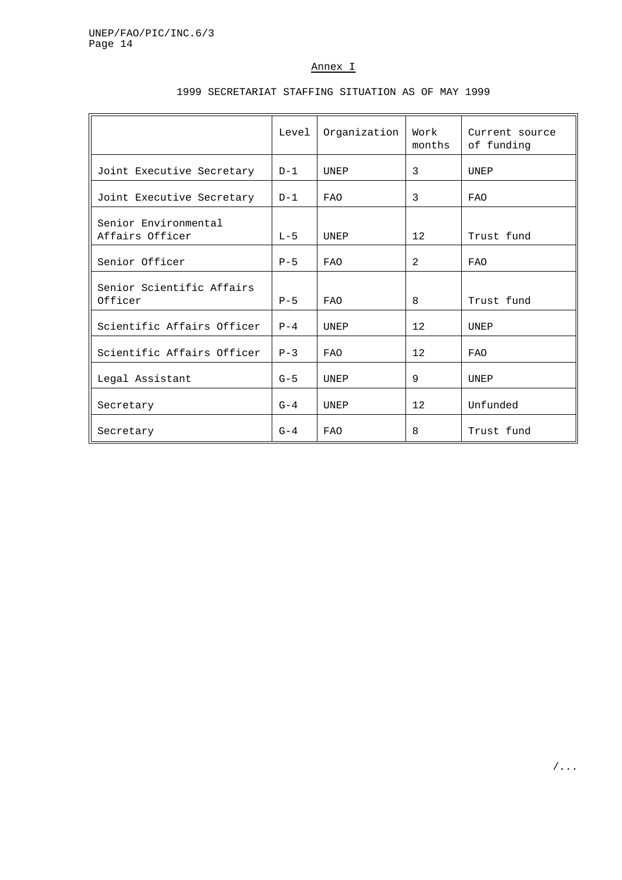Annex I

1999 SECRETARIAT STAFFING SITUATION AS OF MAY 1999

| | Level | Organization | Work months | Current source of funding |
|---|---|---|---|---|
| Joint Executive Secretary | D-1 | UNEP | 3 | UNEP |
| Joint Executive Secretary | D-1 | FAO | 3 | FAO |
| Senior Environmental Affairs Officer | L-5 | UNEP | 12 | Trust fund |
| Senior Officer | P-5 | FAO | 2 | FAO |
| Senior Scientific Affairs Officer | P-5 | FAO | 8 | Trust fund |
| Scientific Affairs Officer | P-4 | UNEP | 12 | UNEP |
| Scientific Affairs Officer | P-3 | FAO | 12 | FAO |
| Legal Assistant | G-5 | UNEP | 9 | UNEP |
| Secretary | G-4 | UNEP | 12 | Unfunded |
| Secretary | G-4 | FAO | 8 | Trust fund |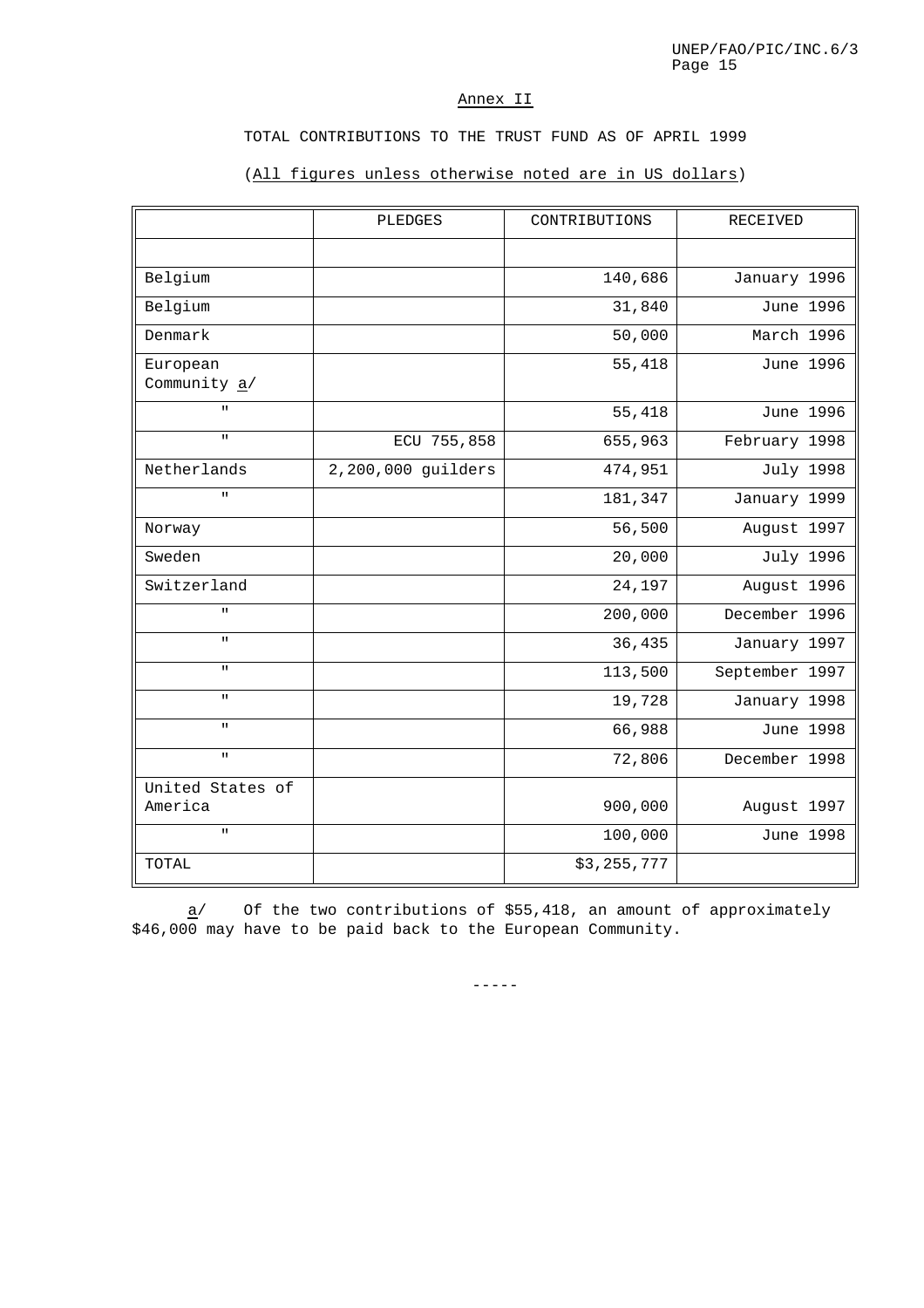## Annex II

TOTAL CONTRIBUTIONS TO THE TRUST FUND AS OF APRIL 1999

(All figures unless otherwise noted are in US dollars)

| | PLEDGES | CONTRIBUTIONS | RECEIVED |
|---|---|---|---|
| | | | |
| Belgium | | 140,686 | January 1996 |
| Belgium | | 31,840 | June 1996 |
| Denmark | | 50,000 | March 1996 |
| European Community a/ | | 55,418 | June 1996 |
| " | | 55,418 | June 1996 |
| " | ECU 755,858 | 655,963 | February 1998 |
| Netherlands | 2,200,000 guilders | 474,951 | July 1998 |
| " | | 181,347 | January 1999 |
| Norway | | 56,500 | August 1997 |
| Sweden | | 20,000 | July 1996 |
| Switzerland | | 24,197 | August 1996 |
| " | | 200,000 | December 1996 |
| " | | 36,435 | January 1997 |
| " | | 113,500 | September 1997 |
| " | | 19,728 | January 1998 |
| " | | 66,988 | June 1998 |
| " | | 72,806 | December 1998 |
| United States of America | | 900,000 | August 1997 |
| " | | 100,000 | June 1998 |
| TOTAL | | $3,255,777 | |

a/ Of the two contributions of $55,418, an amount of approximately $46,000 may have to be paid back to the European Community.

-----